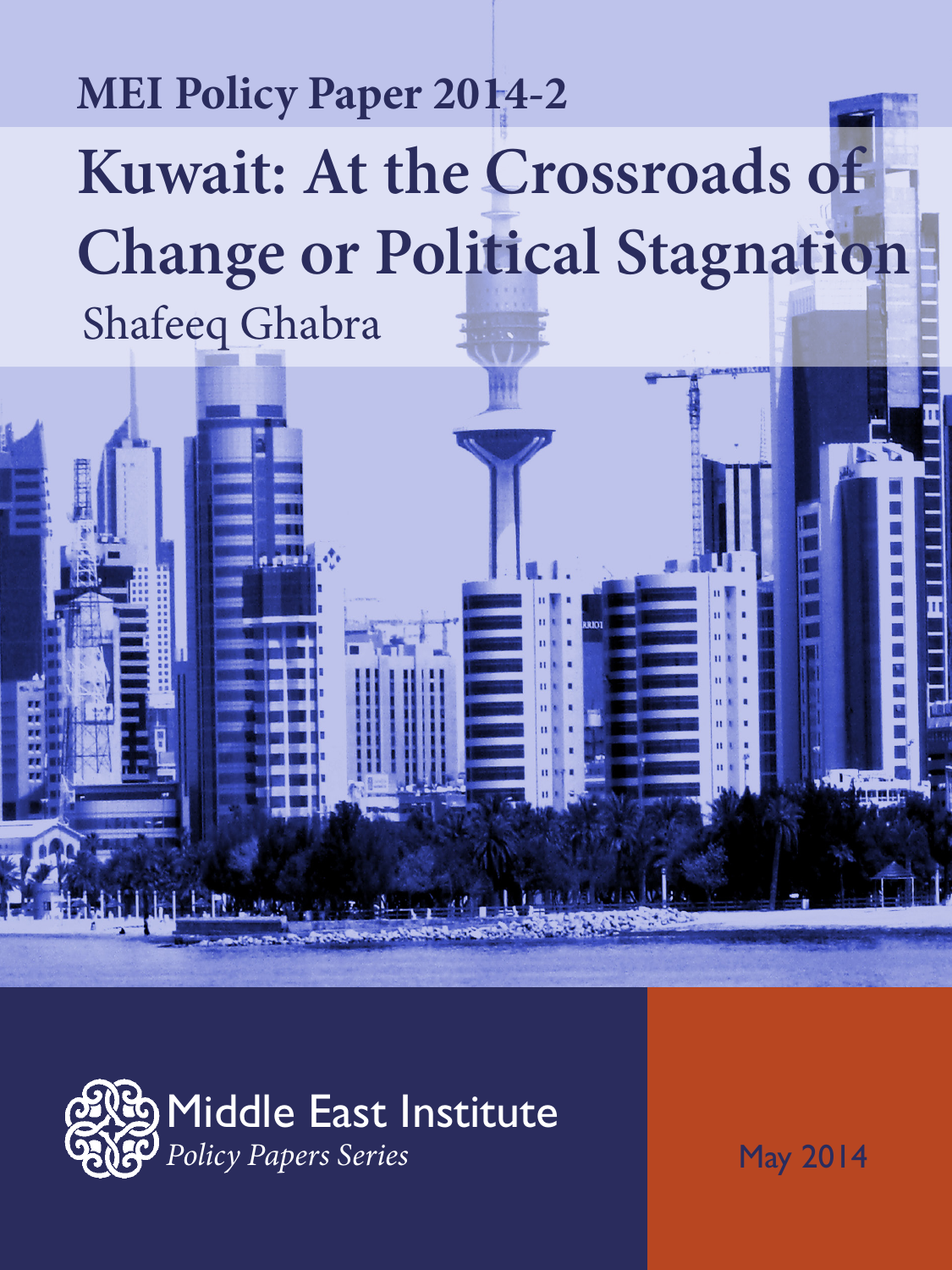MEI Policy Paper 2014-2

# Kuwait: At the Crossroads of Change or Political Stagnation

Shafeeq Ghabra

Middle East Institute

*Policy Papers Series*

May 2014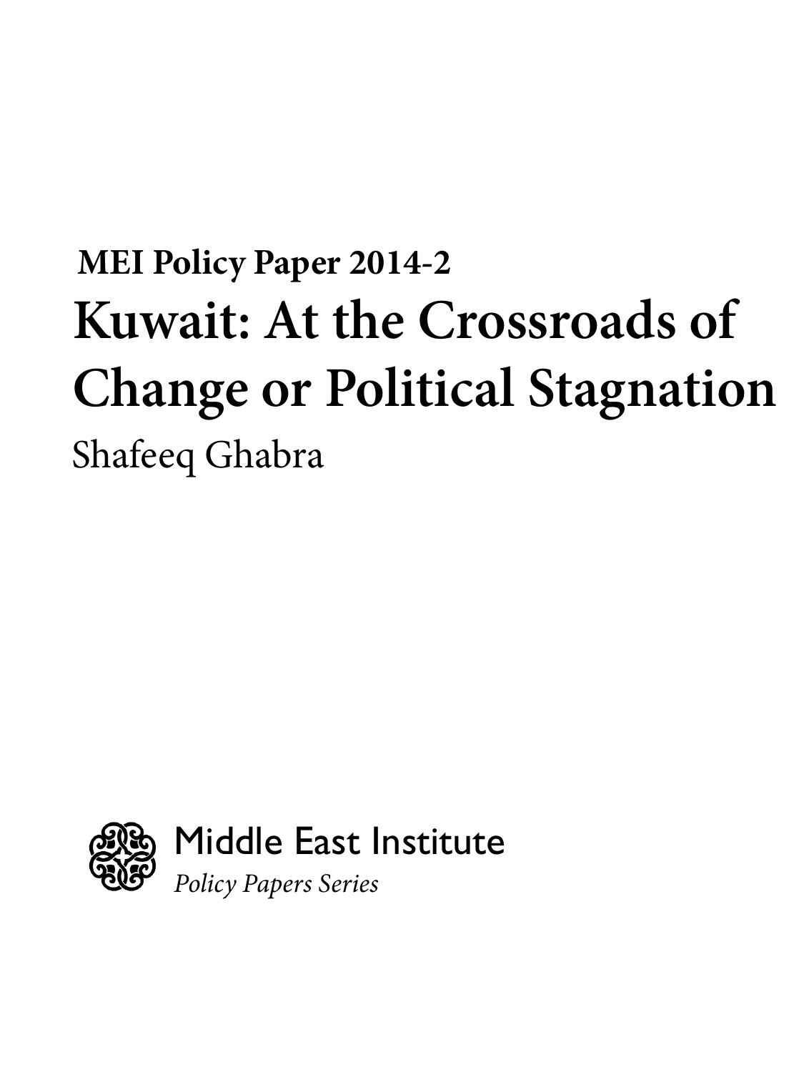**MEI Policy Paper 2014-2**

# Kuwait: At the Crossroads of Change or Political Stagnation

Shafeeq Ghabra

Middle East Institute

*Policy Papers Series*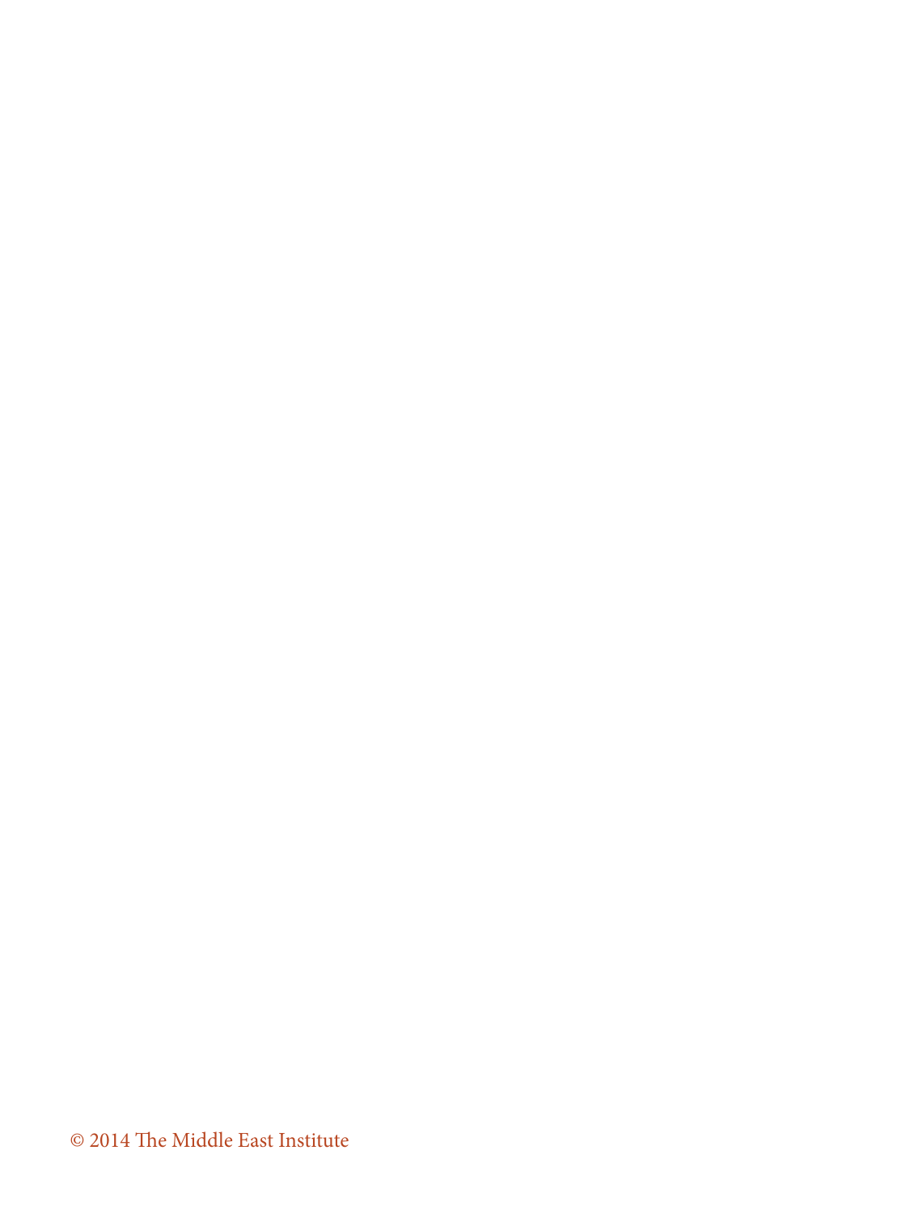© 2014 The Middle East Institute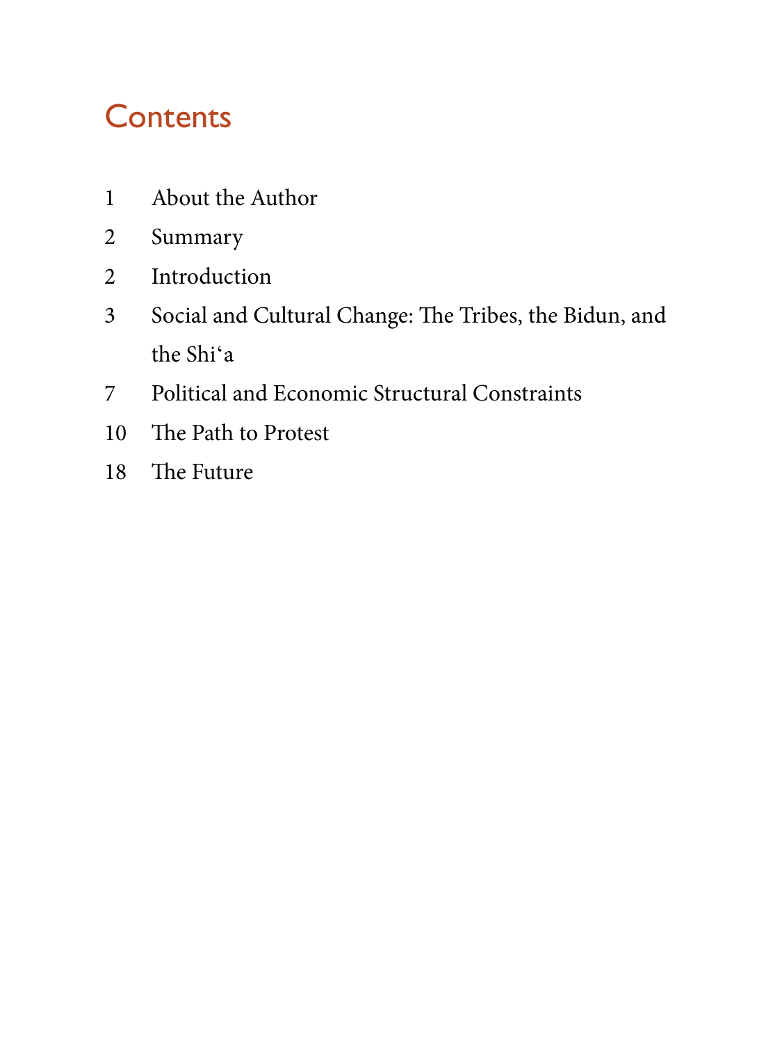# Contents

1 About the Author

2 Summary

2 Introduction

3 Social and Cultural Change: The Tribes, the Bidun, and the Shi'a

7 Political and Economic Structural Constraints

10 The Path to Protest

18 The Future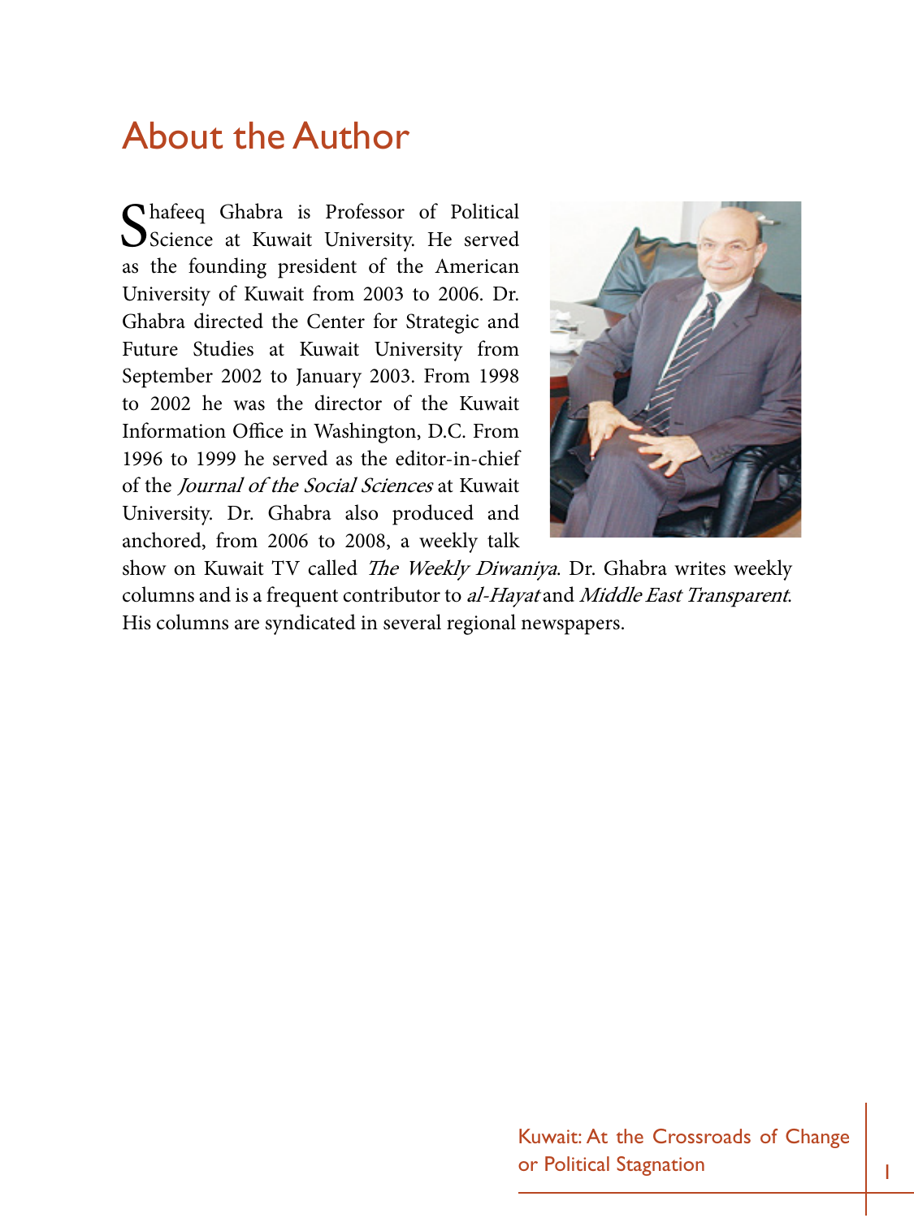# About the Author

Shafeeq Ghabra is Professor of Political Science at Kuwait University. He served as the founding president of the American University of Kuwait from 2003 to 2006. Dr. Ghabra directed the Center for Strategic and Future Studies at Kuwait University from September 2002 to January 2003. From 1998 to 2002 he was the director of the Kuwait Information Office in Washington, D.C. From 1996 to 1999 he served as the editor-in-chief of the *Journal of the Social Sciences* at Kuwait University. Dr. Ghabra also produced and anchored, from 2006 to 2008, a weekly talk show on Kuwait TV called *The Weekly Diwaniya*. Dr. Ghabra writes weekly columns and is a frequent contributor to *al-Hayat* and *Middle East Transparent*. His columns are syndicated in several regional newspapers.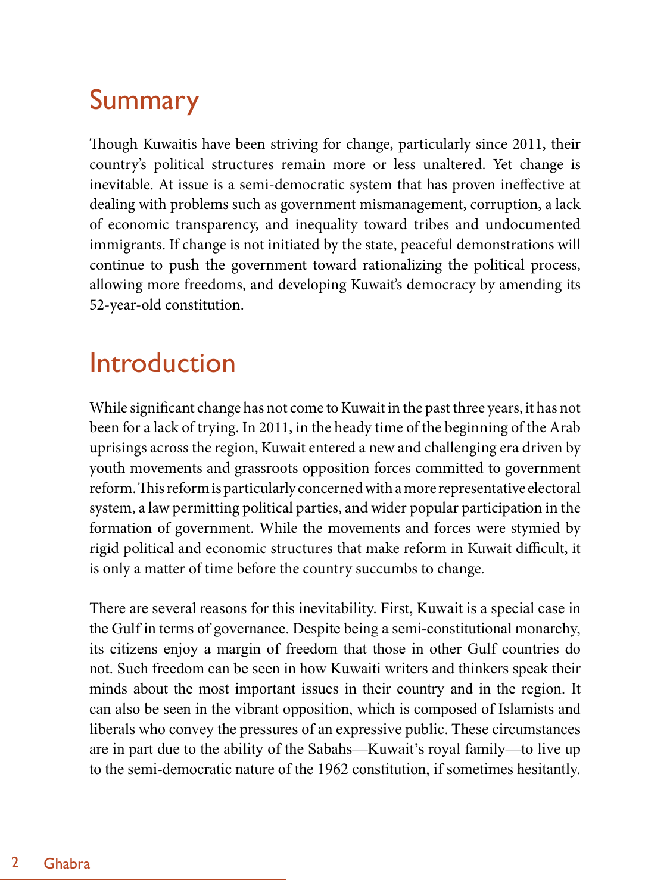## Summary

Though Kuwaitis have been striving for change, particularly since 2011, their country's political structures remain more or less unaltered. Yet change is inevitable. At issue is a semi-democratic system that has proven ineffective at dealing with problems such as government mismanagement, corruption, a lack of economic transparency, and inequality toward tribes and undocumented immigrants. If change is not initiated by the state, peaceful demonstrations will continue to push the government toward rationalizing the political process, allowing more freedoms, and developing Kuwait's democracy by amending its 52-year-old constitution.

## Introduction

While significant change has not come to Kuwait in the past three years, it has not been for a lack of trying. In 2011, in the heady time of the beginning of the Arab uprisings across the region, Kuwait entered a new and challenging era driven by youth movements and grassroots opposition forces committed to government reform. This reform is particularly concerned with a more representative electoral system, a law permitting political parties, and wider popular participation in the formation of government. While the movements and forces were stymied by rigid political and economic structures that make reform in Kuwait difficult, it is only a matter of time before the country succumbs to change.

There are several reasons for this inevitability. First, Kuwait is a special case in the Gulf in terms of governance. Despite being a semi-constitutional monarchy, its citizens enjoy a margin of freedom that those in other Gulf countries do not. Such freedom can be seen in how Kuwaiti writers and thinkers speak their minds about the most important issues in their country and in the region. It can also be seen in the vibrant opposition, which is composed of Islamists and liberals who convey the pressures of an expressive public. These circumstances are in part due to the ability of the Sabahs—Kuwait's royal family—to live up to the semi-democratic nature of the 1962 constitution, if sometimes hesitantly.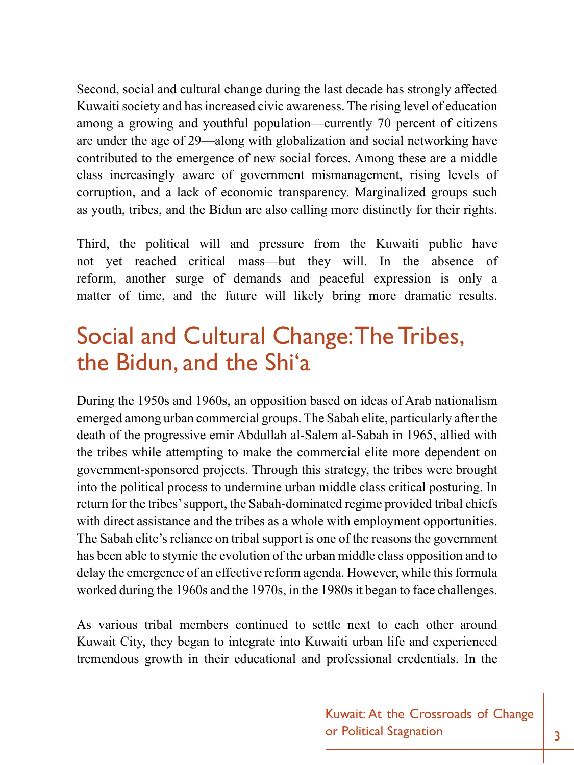Second, social and cultural change during the last decade has strongly affected Kuwaiti society and has increased civic awareness. The rising level of education among a growing and youthful population—currently 70 percent of citizens are under the age of 29—along with globalization and social networking have contributed to the emergence of new social forces. Among these are a middle class increasingly aware of government mismanagement, rising levels of corruption, and a lack of economic transparency. Marginalized groups such as youth, tribes, and the Bidun are also calling more distinctly for their rights.

Third, the political will and pressure from the Kuwaiti public have not yet reached critical mass—but they will. In the absence of reform, another surge of demands and peaceful expression is only a matter of time, and the future will likely bring more dramatic results.

## Social and Cultural Change: The Tribes, the Bidun, and the Shi'a

During the 1950s and 1960s, an opposition based on ideas of Arab nationalism emerged among urban commercial groups. The Sabah elite, particularly after the death of the progressive emir Abdullah al-Salem al-Sabah in 1965, allied with the tribes while attempting to make the commercial elite more dependent on government-sponsored projects. Through this strategy, the tribes were brought into the political process to undermine urban middle class critical posturing. In return for the tribes' support, the Sabah-dominated regime provided tribal chiefs with direct assistance and the tribes as a whole with employment opportunities. The Sabah elite's reliance on tribal support is one of the reasons the government has been able to stymie the evolution of the urban middle class opposition and to delay the emergence of an effective reform agenda. However, while this formula worked during the 1960s and the 1970s, in the 1980s it began to face challenges.

As various tribal members continued to settle next to each other around Kuwait City, they began to integrate into Kuwaiti urban life and experienced tremendous growth in their educational and professional credentials. In the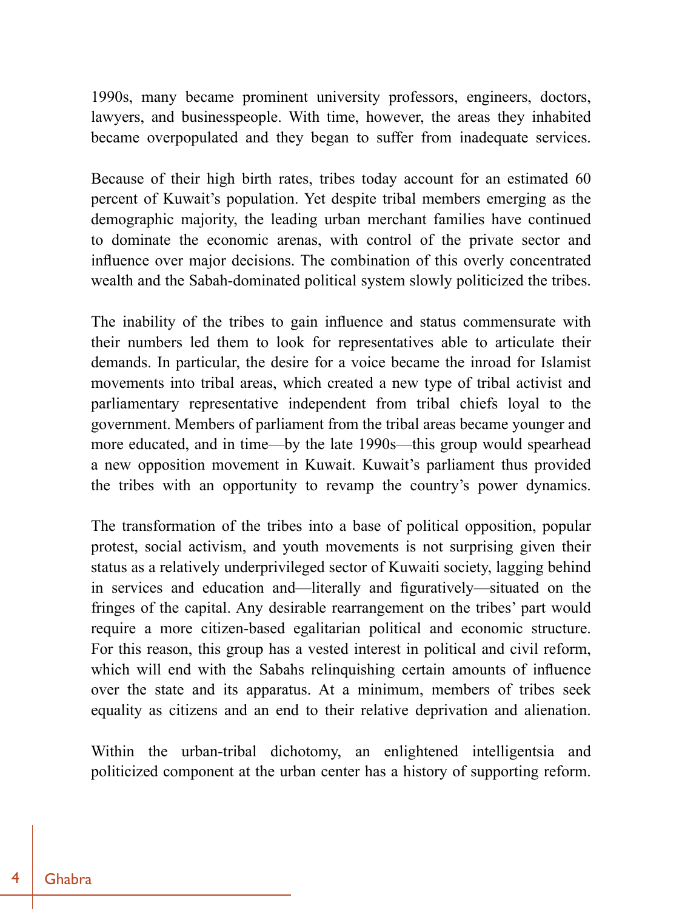1990s, many became prominent university professors, engineers, doctors, lawyers, and businesspeople. With time, however, the areas they inhabited became overpopulated and they began to suffer from inadequate services.

Because of their high birth rates, tribes today account for an estimated 60 percent of Kuwait's population. Yet despite tribal members emerging as the demographic majority, the leading urban merchant families have continued to dominate the economic arenas, with control of the private sector and influence over major decisions. The combination of this overly concentrated wealth and the Sabah-dominated political system slowly politicized the tribes.

The inability of the tribes to gain influence and status commensurate with their numbers led them to look for representatives able to articulate their demands. In particular, the desire for a voice became the inroad for Islamist movements into tribal areas, which created a new type of tribal activist and parliamentary representative independent from tribal chiefs loyal to the government. Members of parliament from the tribal areas became younger and more educated, and in time—by the late 1990s—this group would spearhead a new opposition movement in Kuwait. Kuwait's parliament thus provided the tribes with an opportunity to revamp the country's power dynamics.

The transformation of the tribes into a base of political opposition, popular protest, social activism, and youth movements is not surprising given their status as a relatively underprivileged sector of Kuwaiti society, lagging behind in services and education and—literally and figuratively—situated on the fringes of the capital. Any desirable rearrangement on the tribes' part would require a more citizen-based egalitarian political and economic structure. For this reason, this group has a vested interest in political and civil reform, which will end with the Sabahs relinquishing certain amounts of influence over the state and its apparatus. At a minimum, members of tribes seek equality as citizens and an end to their relative deprivation and alienation.

Within the urban-tribal dichotomy, an enlightened intelligentsia and politicized component at the urban center has a history of supporting reform.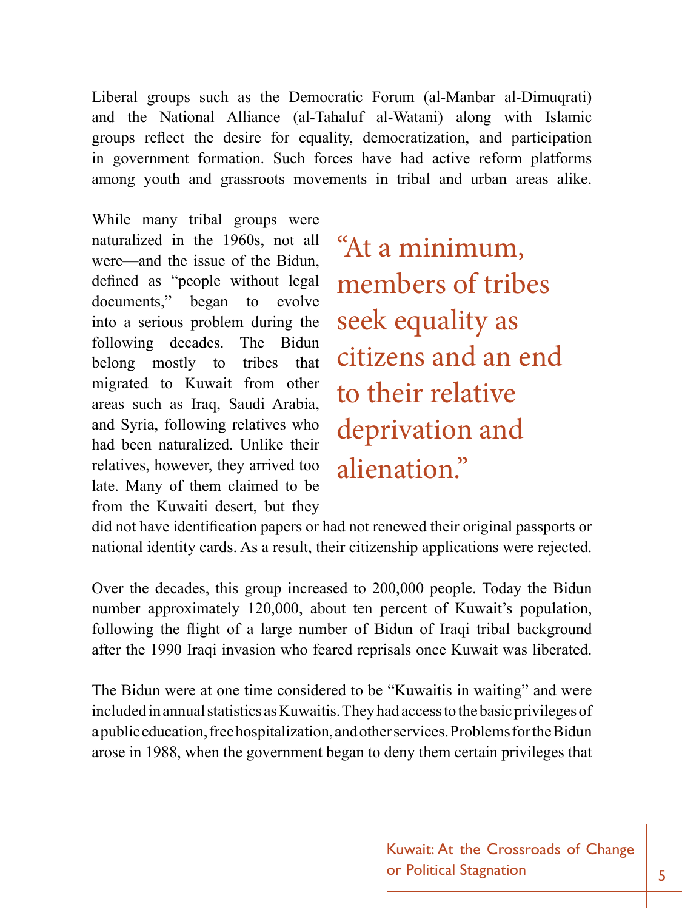Liberal groups such as the Democratic Forum (al-Manbar al-Dimuqrati) and the National Alliance (al-Tahaluf al-Watani) along with Islamic groups reflect the desire for equality, democratization, and participation in government formation. Such forces have had active reform platforms among youth and grassroots movements in tribal and urban areas alike.

While many tribal groups were naturalized in the 1960s, not all were—and the issue of the Bidun, defined as "people without legal documents," began to evolve into a serious problem during the following decades. The Bidun belong mostly to tribes that migrated to Kuwait from other areas such as Iraq, Saudi Arabia, and Syria, following relatives who had been naturalized. Unlike their relatives, however, they arrived too late. Many of them claimed to be from the Kuwaiti desert, but they did not have identification papers or had not renewed their original passports or national identity cards. As a result, their citizenship applications were rejected.

> "At a minimum, members of tribes seek equality as citizens and an end to their relative deprivation and alienation."

Over the decades, this group increased to 200,000 people. Today the Bidun number approximately 120,000, about ten percent of Kuwait's population, following the flight of a large number of Bidun of Iraqi tribal background after the 1990 Iraqi invasion who feared reprisals once Kuwait was liberated.

The Bidun were at one time considered to be "Kuwaitis in waiting" and were included in annual statistics as Kuwaitis. They had access to the basic privileges of a public education, free hospitalization, and other services. Problems for the Bidun arose in 1988, when the government began to deny them certain privileges that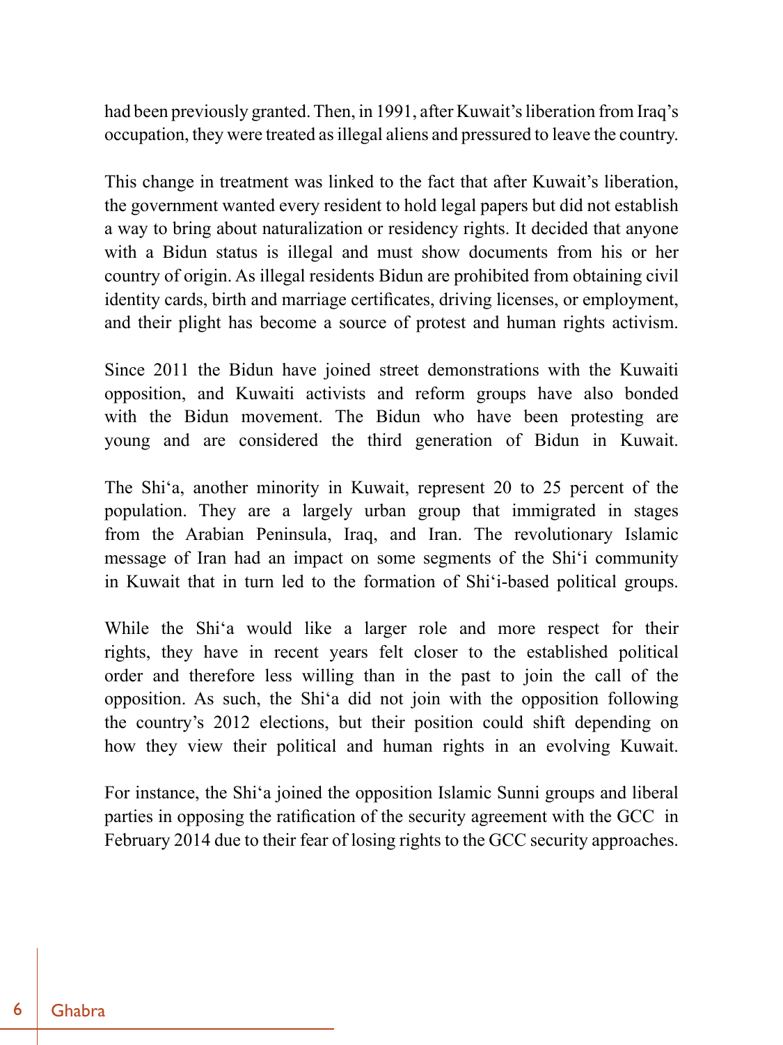had been previously granted. Then, in 1991, after Kuwait's liberation from Iraq's occupation, they were treated as illegal aliens and pressured to leave the country.

This change in treatment was linked to the fact that after Kuwait's liberation, the government wanted every resident to hold legal papers but did not establish a way to bring about naturalization or residency rights. It decided that anyone with a Bidun status is illegal and must show documents from his or her country of origin. As illegal residents Bidun are prohibited from obtaining civil identity cards, birth and marriage certificates, driving licenses, or employment, and their plight has become a source of protest and human rights activism.

Since 2011 the Bidun have joined street demonstrations with the Kuwaiti opposition, and Kuwaiti activists and reform groups have also bonded with the Bidun movement. The Bidun who have been protesting are young and are considered the third generation of Bidun in Kuwait.

The Shi'a, another minority in Kuwait, represent 20 to 25 percent of the population. They are a largely urban group that immigrated in stages from the Arabian Peninsula, Iraq, and Iran. The revolutionary Islamic message of Iran had an impact on some segments of the Shi'i community in Kuwait that in turn led to the formation of Shi'i-based political groups.

While the Shi'a would like a larger role and more respect for their rights, they have in recent years felt closer to the established political order and therefore less willing than in the past to join the call of the opposition. As such, the Shi'a did not join with the opposition following the country's 2012 elections, but their position could shift depending on how they view their political and human rights in an evolving Kuwait.

For instance, the Shi'a joined the opposition Islamic Sunni groups and liberal parties in opposing the ratification of the security agreement with the GCC in February 2014 due to their fear of losing rights to the GCC security approaches.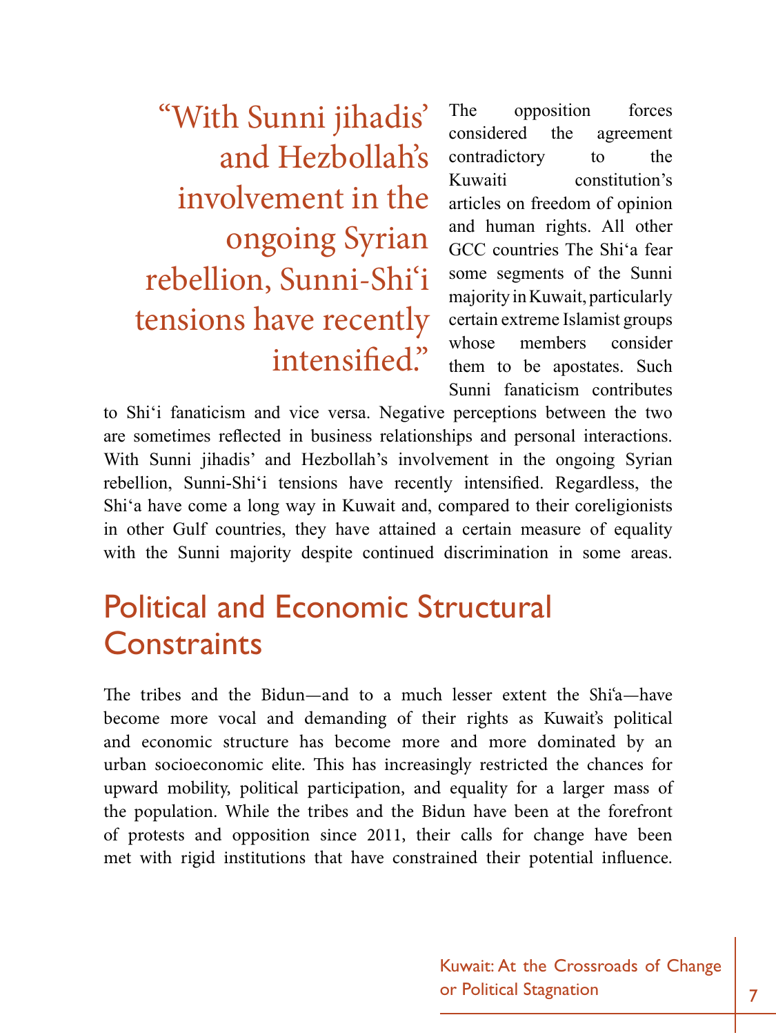> "With Sunni jihadis' and Hezbollah's involvement in the ongoing Syrian rebellion, Sunni-Shi'i tensions have recently intensified."

The opposition forces considered the agreement contradictory to the Kuwaiti constitution's articles on freedom of opinion and human rights. All other GCC countries The Shi'a fear some segments of the Sunni majority in Kuwait, particularly certain extreme Islamist groups whose members consider them to be apostates. Such Sunni fanaticism contributes to Shi'i fanaticism and vice versa. Negative perceptions between the two are sometimes reflected in business relationships and personal interactions. With Sunni jihadis' and Hezbollah's involvement in the ongoing Syrian rebellion, Sunni-Shi'i tensions have recently intensified. Regardless, the Shi'a have come a long way in Kuwait and, compared to their coreligionists in other Gulf countries, they have attained a certain measure of equality with the Sunni majority despite continued discrimination in some areas.

## Political and Economic Structural Constraints

The tribes and the Bidun—and to a much lesser extent the Shi'a—have become more vocal and demanding of their rights as Kuwait's political and economic structure has become more and more dominated by an urban socioeconomic elite. This has increasingly restricted the chances for upward mobility, political participation, and equality for a larger mass of the population. While the tribes and the Bidun have been at the forefront of protests and opposition since 2011, their calls for change have been met with rigid institutions that have constrained their potential influence.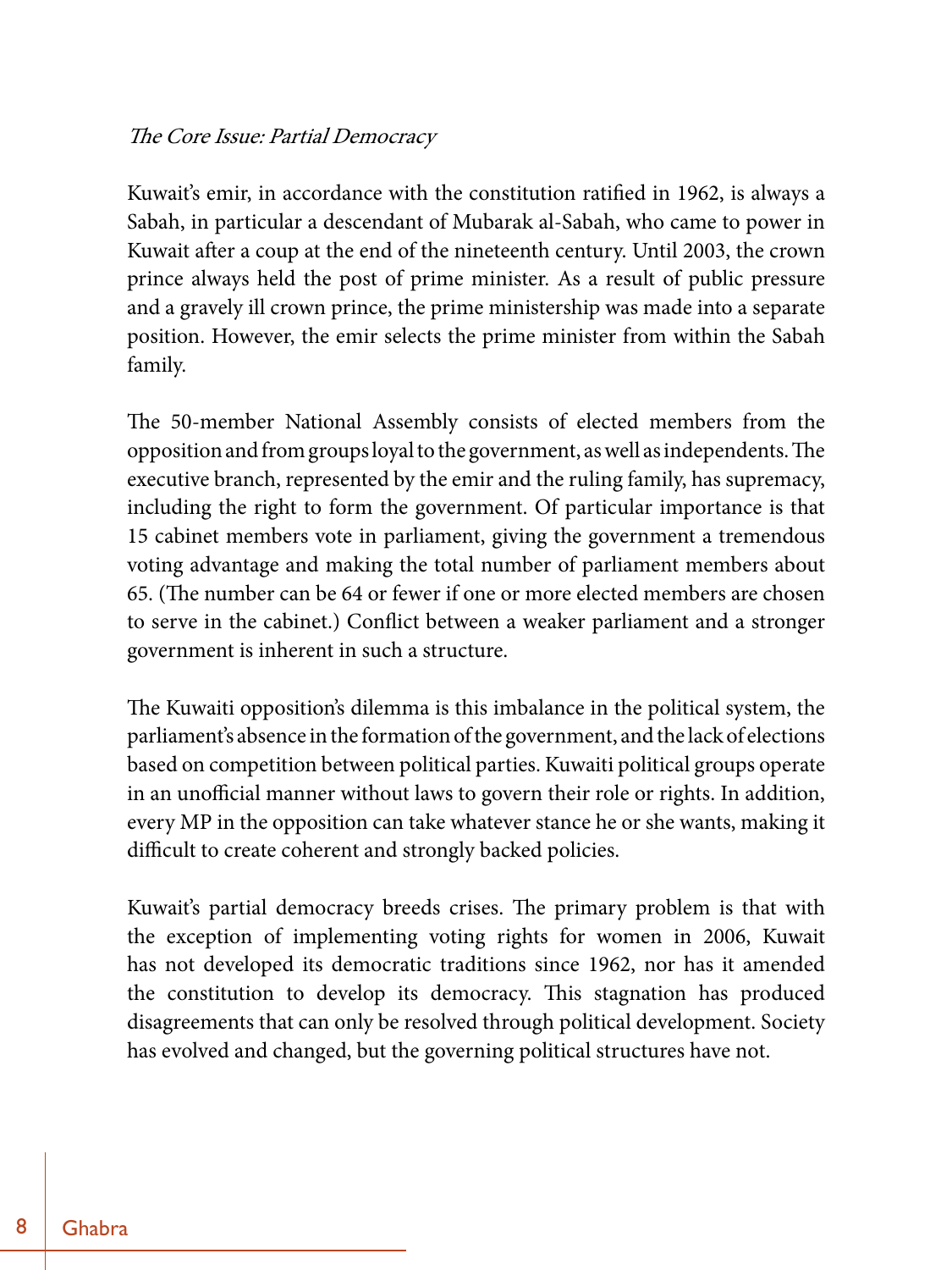*The Core Issue: Partial Democracy*

Kuwait's emir, in accordance with the constitution ratified in 1962, is always a Sabah, in particular a descendant of Mubarak al-Sabah, who came to power in Kuwait after a coup at the end of the nineteenth century. Until 2003, the crown prince always held the post of prime minister. As a result of public pressure and a gravely ill crown prince, the prime ministership was made into a separate position. However, the emir selects the prime minister from within the Sabah family.

The 50-member National Assembly consists of elected members from the opposition and from groups loyal to the government, as well as independents. The executive branch, represented by the emir and the ruling family, has supremacy, including the right to form the government. Of particular importance is that 15 cabinet members vote in parliament, giving the government a tremendous voting advantage and making the total number of parliament members about 65. (The number can be 64 or fewer if one or more elected members are chosen to serve in the cabinet.) Conflict between a weaker parliament and a stronger government is inherent in such a structure.

The Kuwaiti opposition's dilemma is this imbalance in the political system, the parliament's absence in the formation of the government, and the lack of elections based on competition between political parties. Kuwaiti political groups operate in an unofficial manner without laws to govern their role or rights. In addition, every MP in the opposition can take whatever stance he or she wants, making it difficult to create coherent and strongly backed policies.

Kuwait's partial democracy breeds crises. The primary problem is that with the exception of implementing voting rights for women in 2006, Kuwait has not developed its democratic traditions since 1962, nor has it amended the constitution to develop its democracy. This stagnation has produced disagreements that can only be resolved through political development. Society has evolved and changed, but the governing political structures have not.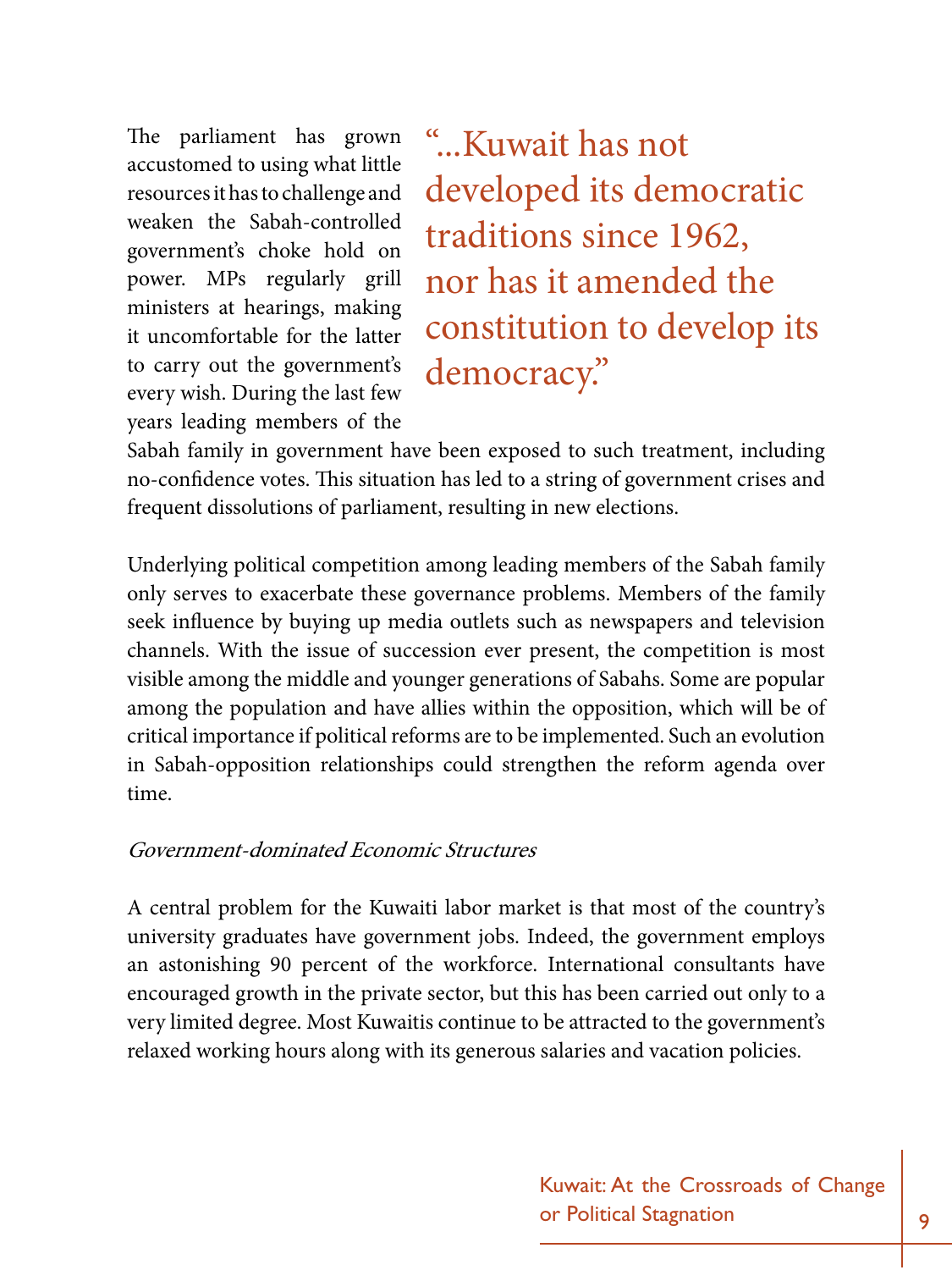The parliament has grown accustomed to using what little resources it has to challenge and weaken the Sabah-controlled government's choke hold on power. MPs regularly grill ministers at hearings, making it uncomfortable for the latter to carry out the government's every wish. During the last few years leading members of the Sabah family in government have been exposed to such treatment, including no-confidence votes. This situation has led to a string of government crises and frequent dissolutions of parliament, resulting in new elections.

> "...Kuwait has not developed its democratic traditions since 1962, nor has it amended the constitution to develop its democracy."

Underlying political competition among leading members of the Sabah family only serves to exacerbate these governance problems. Members of the family seek influence by buying up media outlets such as newspapers and television channels. With the issue of succession ever present, the competition is most visible among the middle and younger generations of Sabahs. Some are popular among the population and have allies within the opposition, which will be of critical importance if political reforms are to be implemented. Such an evolution in Sabah-opposition relationships could strengthen the reform agenda over time.

### *Government-dominated Economic Structures*

A central problem for the Kuwaiti labor market is that most of the country's university graduates have government jobs. Indeed, the government employs an astonishing 90 percent of the workforce. International consultants have encouraged growth in the private sector, but this has been carried out only to a very limited degree. Most Kuwaitis continue to be attracted to the government's relaxed working hours along with its generous salaries and vacation policies.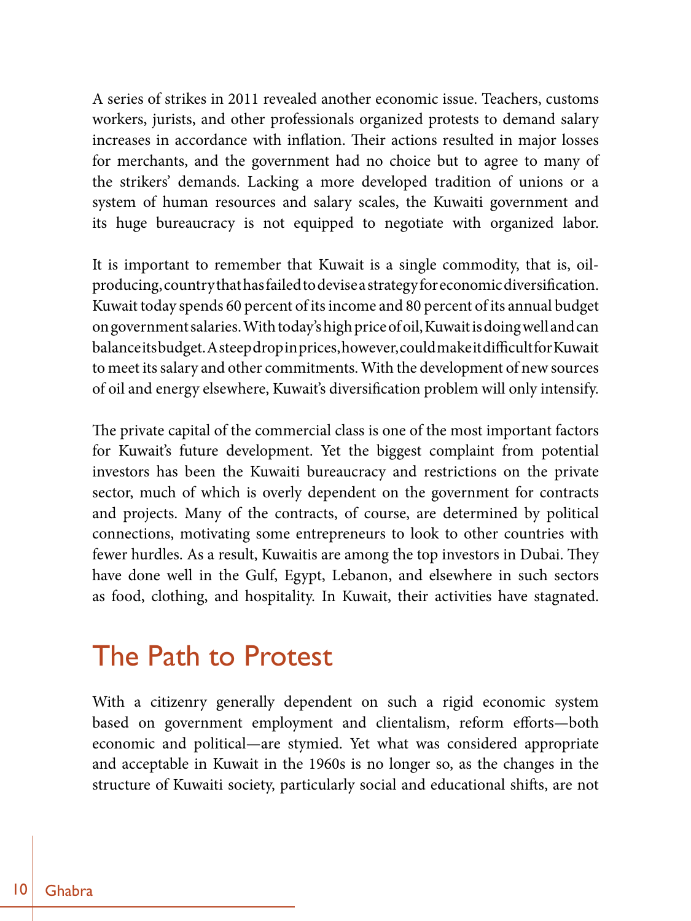A series of strikes in 2011 revealed another economic issue. Teachers, customs workers, jurists, and other professionals organized protests to demand salary increases in accordance with inflation. Their actions resulted in major losses for merchants, and the government had no choice but to agree to many of the strikers' demands. Lacking a more developed tradition of unions or a system of human resources and salary scales, the Kuwaiti government and its huge bureaucracy is not equipped to negotiate with organized labor.

It is important to remember that Kuwait is a single commodity, that is, oil-producing, country that has failed to devise a strategy for economic diversification. Kuwait today spends 60 percent of its income and 80 percent of its annual budget on government salaries. With today's high price of oil, Kuwait is doing well and can balance its budget. A steep drop in prices, however, could make it difficult for Kuwait to meet its salary and other commitments. With the development of new sources of oil and energy elsewhere, Kuwait's diversification problem will only intensify.

The private capital of the commercial class is one of the most important factors for Kuwait's future development. Yet the biggest complaint from potential investors has been the Kuwaiti bureaucracy and restrictions on the private sector, much of which is overly dependent on the government for contracts and projects. Many of the contracts, of course, are determined by political connections, motivating some entrepreneurs to look to other countries with fewer hurdles. As a result, Kuwaitis are among the top investors in Dubai. They have done well in the Gulf, Egypt, Lebanon, and elsewhere in such sectors as food, clothing, and hospitality. In Kuwait, their activities have stagnated.

## The Path to Protest

With a citizenry generally dependent on such a rigid economic system based on government employment and clientalism, reform efforts—both economic and political—are stymied. Yet what was considered appropriate and acceptable in Kuwait in the 1960s is no longer so, as the changes in the structure of Kuwaiti society, particularly social and educational shifts, are not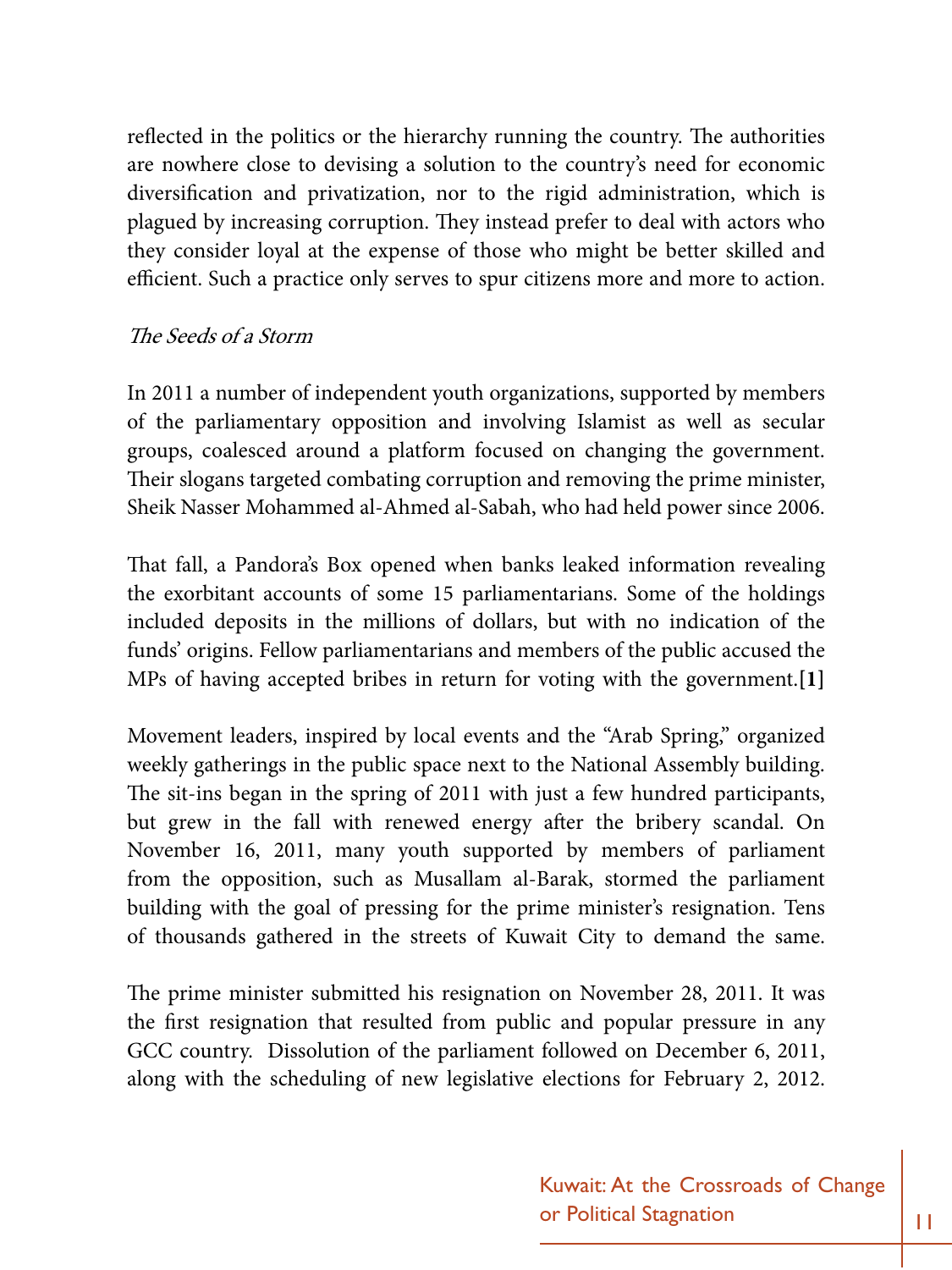reflected in the politics or the hierarchy running the country. The authorities are nowhere close to devising a solution to the country's need for economic diversification and privatization, nor to the rigid administration, which is plagued by increasing corruption. They instead prefer to deal with actors who they consider loyal at the expense of those who might be better skilled and efficient. Such a practice only serves to spur citizens more and more to action.

*The Seeds of a Storm*

In 2011 a number of independent youth organizations, supported by members of the parliamentary opposition and involving Islamist as well as secular groups, coalesced around a platform focused on changing the government. Their slogans targeted combating corruption and removing the prime minister, Sheik Nasser Mohammed al-Ahmed al-Sabah, who had held power since 2006.

That fall, a Pandora's Box opened when banks leaked information revealing the exorbitant accounts of some 15 parliamentarians. Some of the holdings included deposits in the millions of dollars, but with no indication of the funds' origins. Fellow parliamentarians and members of the public accused the MPs of having accepted bribes in return for voting with the government.**[1]**

Movement leaders, inspired by local events and the "Arab Spring," organized weekly gatherings in the public space next to the National Assembly building. The sit-ins began in the spring of 2011 with just a few hundred participants, but grew in the fall with renewed energy after the bribery scandal. On November 16, 2011, many youth supported by members of parliament from the opposition, such as Musallam al-Barak, stormed the parliament building with the goal of pressing for the prime minister's resignation. Tens of thousands gathered in the streets of Kuwait City to demand the same.

The prime minister submitted his resignation on November 28, 2011. It was the first resignation that resulted from public and popular pressure in any GCC country. Dissolution of the parliament followed on December 6, 2011, along with the scheduling of new legislative elections for February 2, 2012.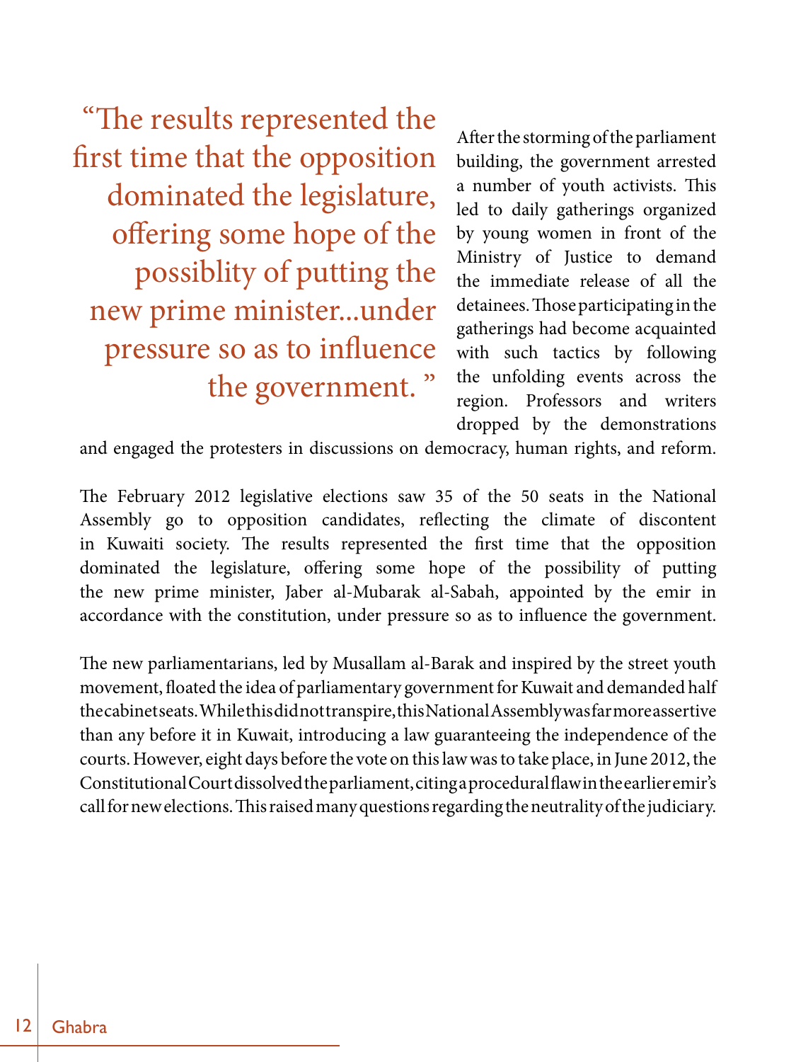> "The results represented the first time that the opposition dominated the legislature, offering some hope of the possiblity of putting the new prime minister...under pressure so as to influence the government."

After the storming of the parliament building, the government arrested a number of youth activists. This led to daily gatherings organized by young women in front of the Ministry of Justice to demand the immediate release of all the detainees. Those participating in the gatherings had become acquainted with such tactics by following the unfolding events across the region. Professors and writers dropped by the demonstrations and engaged the protesters in discussions on democracy, human rights, and reform.

The February 2012 legislative elections saw 35 of the 50 seats in the National Assembly go to opposition candidates, reflecting the climate of discontent in Kuwaiti society. The results represented the first time that the opposition dominated the legislature, offering some hope of the possibility of putting the new prime minister, Jaber al-Mubarak al-Sabah, appointed by the emir in accordance with the constitution, under pressure so as to influence the government.

The new parliamentarians, led by Musallam al-Barak and inspired by the street youth movement, floated the idea of parliamentary government for Kuwait and demanded half the cabinet seats. While this did not transpire, this National Assembly was far more assertive than any before it in Kuwait, introducing a law guaranteeing the independence of the courts. However, eight days before the vote on this law was to take place, in June 2012, the Constitutional Court dissolved the parliament, citing a procedural flaw in the earlier emir's call for new elections. This raised many questions regarding the neutrality of the judiciary.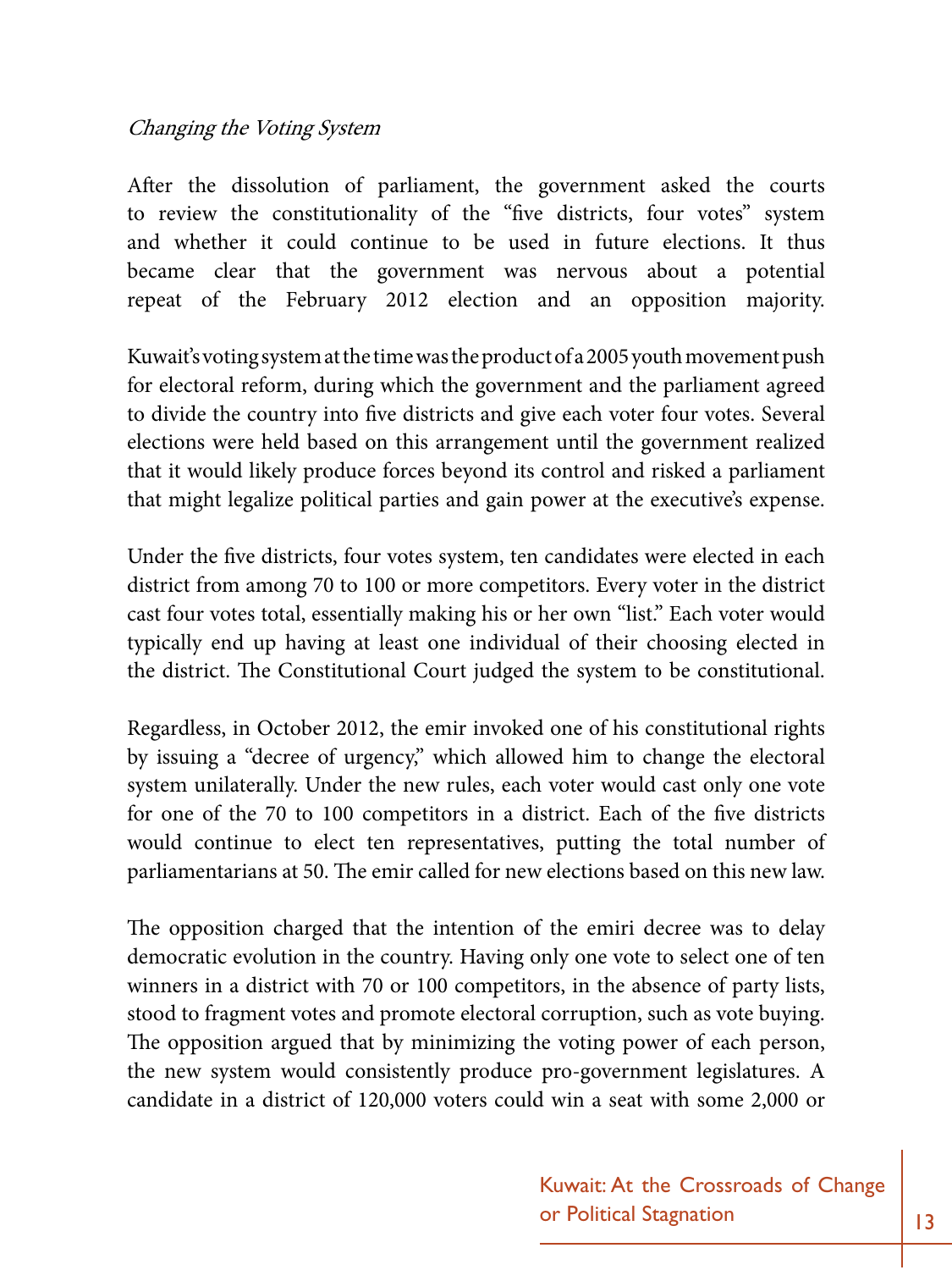### *Changing the Voting System*

After the dissolution of parliament, the government asked the courts to review the constitutionality of the "five districts, four votes" system and whether it could continue to be used in future elections. It thus became clear that the government was nervous about a potential repeat of the February 2012 election and an opposition majority.

Kuwait's voting system at the time was the product of a 2005 youth movement push for electoral reform, during which the government and the parliament agreed to divide the country into five districts and give each voter four votes. Several elections were held based on this arrangement until the government realized that it would likely produce forces beyond its control and risked a parliament that might legalize political parties and gain power at the executive's expense.

Under the five districts, four votes system, ten candidates were elected in each district from among 70 to 100 or more competitors. Every voter in the district cast four votes total, essentially making his or her own "list." Each voter would typically end up having at least one individual of their choosing elected in the district. The Constitutional Court judged the system to be constitutional.

Regardless, in October 2012, the emir invoked one of his constitutional rights by issuing a "decree of urgency," which allowed him to change the electoral system unilaterally. Under the new rules, each voter would cast only one vote for one of the 70 to 100 competitors in a district. Each of the five districts would continue to elect ten representatives, putting the total number of parliamentarians at 50. The emir called for new elections based on this new law.

The opposition charged that the intention of the emiri decree was to delay democratic evolution in the country. Having only one vote to select one of ten winners in a district with 70 or 100 competitors, in the absence of party lists, stood to fragment votes and promote electoral corruption, such as vote buying. The opposition argued that by minimizing the voting power of each person, the new system would consistently produce pro-government legislatures. A candidate in a district of 120,000 voters could win a seat with some 2,000 or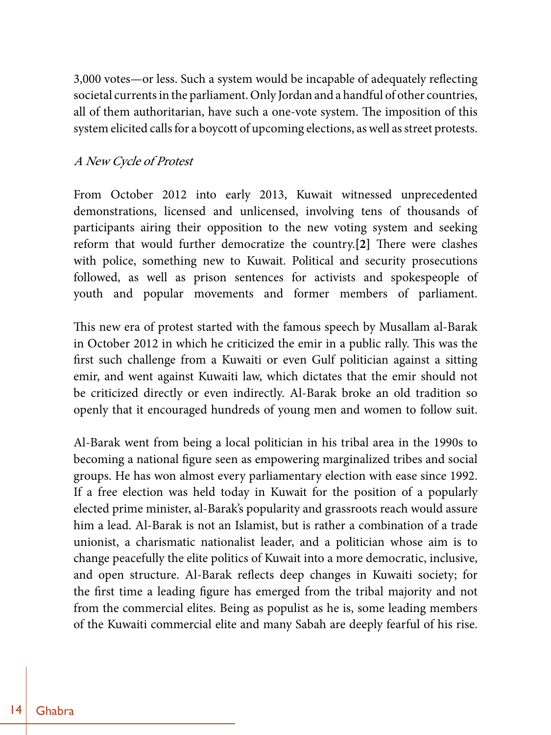3,000 votes—or less. Such a system would be incapable of adequately reflecting societal currents in the parliament. Only Jordan and a handful of other countries, all of them authoritarian, have such a one-vote system. The imposition of this system elicited calls for a boycott of upcoming elections, as well as street protests.

### *A New Cycle of Protest*

From October 2012 into early 2013, Kuwait witnessed unprecedented demonstrations, licensed and unlicensed, involving tens of thousands of participants airing their opposition to the new voting system and seeking reform that would further democratize the country.**[2]** There were clashes with police, something new to Kuwait. Political and security prosecutions followed, as well as prison sentences for activists and spokespeople of youth and popular movements and former members of parliament.

This new era of protest started with the famous speech by Musallam al-Barak in October 2012 in which he criticized the emir in a public rally. This was the first such challenge from a Kuwaiti or even Gulf politician against a sitting emir, and went against Kuwaiti law, which dictates that the emir should not be criticized directly or even indirectly. Al-Barak broke an old tradition so openly that it encouraged hundreds of young men and women to follow suit.

Al-Barak went from being a local politician in his tribal area in the 1990s to becoming a national figure seen as empowering marginalized tribes and social groups. He has won almost every parliamentary election with ease since 1992. If a free election was held today in Kuwait for the position of a popularly elected prime minister, al-Barak's popularity and grassroots reach would assure him a lead. Al-Barak is not an Islamist, but is rather a combination of a trade unionist, a charismatic nationalist leader, and a politician whose aim is to change peacefully the elite politics of Kuwait into a more democratic, inclusive, and open structure. Al-Barak reflects deep changes in Kuwaiti society; for the first time a leading figure has emerged from the tribal majority and not from the commercial elites. Being as populist as he is, some leading members of the Kuwaiti commercial elite and many Sabah are deeply fearful of his rise.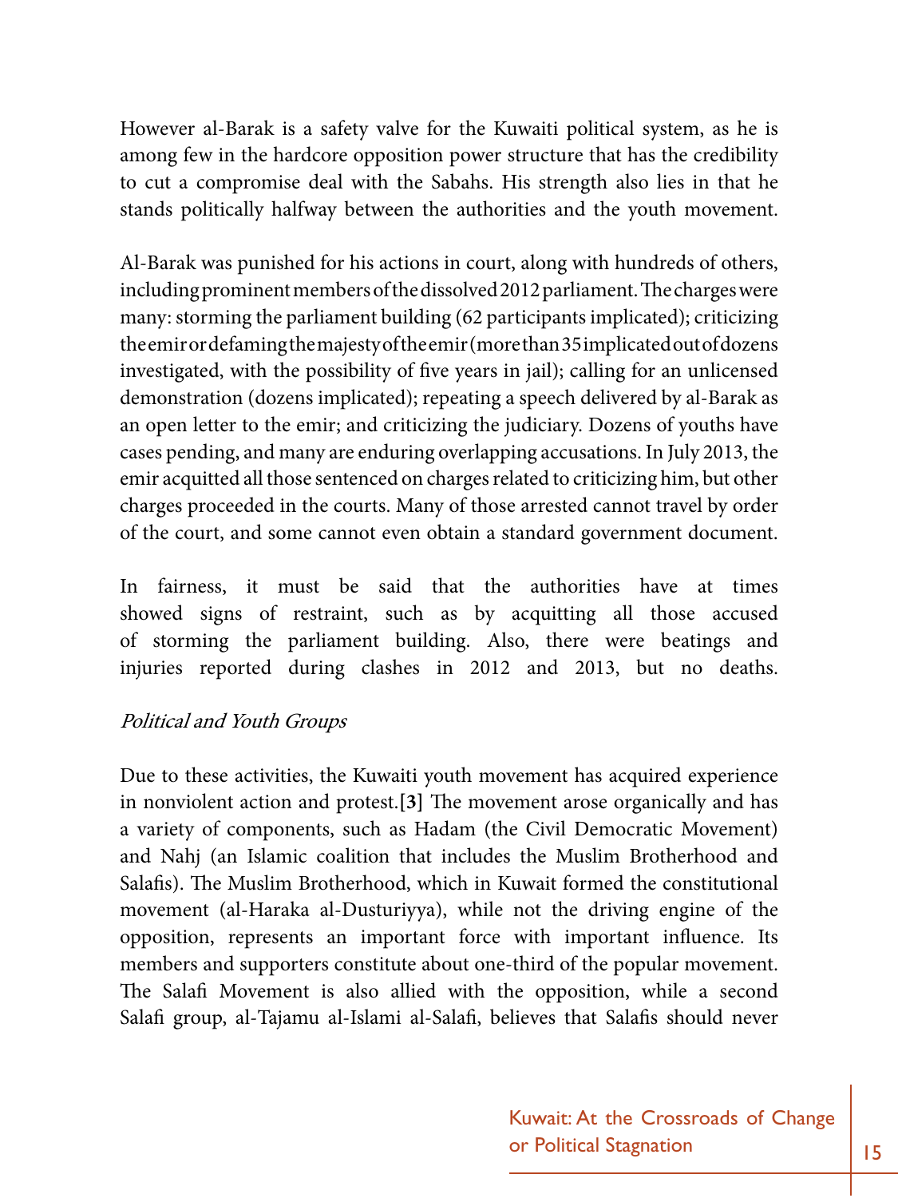However al-Barak is a safety valve for the Kuwaiti political system, as he is among few in the hardcore opposition power structure that has the credibility to cut a compromise deal with the Sabahs. His strength also lies in that he stands politically halfway between the authorities and the youth movement.

Al-Barak was punished for his actions in court, along with hundreds of others, including prominent members of the dissolved 2012 parliament. The charges were many: storming the parliament building (62 participants implicated); criticizing the emir or defaming the majesty of the emir (more than 35 implicated out of dozens investigated, with the possibility of five years in jail); calling for an unlicensed demonstration (dozens implicated); repeating a speech delivered by al-Barak as an open letter to the emir; and criticizing the judiciary. Dozens of youths have cases pending, and many are enduring overlapping accusations. In July 2013, the emir acquitted all those sentenced on charges related to criticizing him, but other charges proceeded in the courts. Many of those arrested cannot travel by order of the court, and some cannot even obtain a standard government document.

In fairness, it must be said that the authorities have at times showed signs of restraint, such as by acquitting all those accused of storming the parliament building. Also, there were beatings and injuries reported during clashes in 2012 and 2013, but no deaths.

*Political and Youth Groups*

Due to these activities, the Kuwaiti youth movement has acquired experience in nonviolent action and protest.**[3]** The movement arose organically and has a variety of components, such as Hadam (the Civil Democratic Movement) and Nahj (an Islamic coalition that includes the Muslim Brotherhood and Salafis). The Muslim Brotherhood, which in Kuwait formed the constitutional movement (al-Haraka al-Dusturiyya), while not the driving engine of the opposition, represents an important force with important influence. Its members and supporters constitute about one-third of the popular movement. The Salafi Movement is also allied with the opposition, while a second Salafi group, al-Tajamu al-Islami al-Salafi, believes that Salafis should never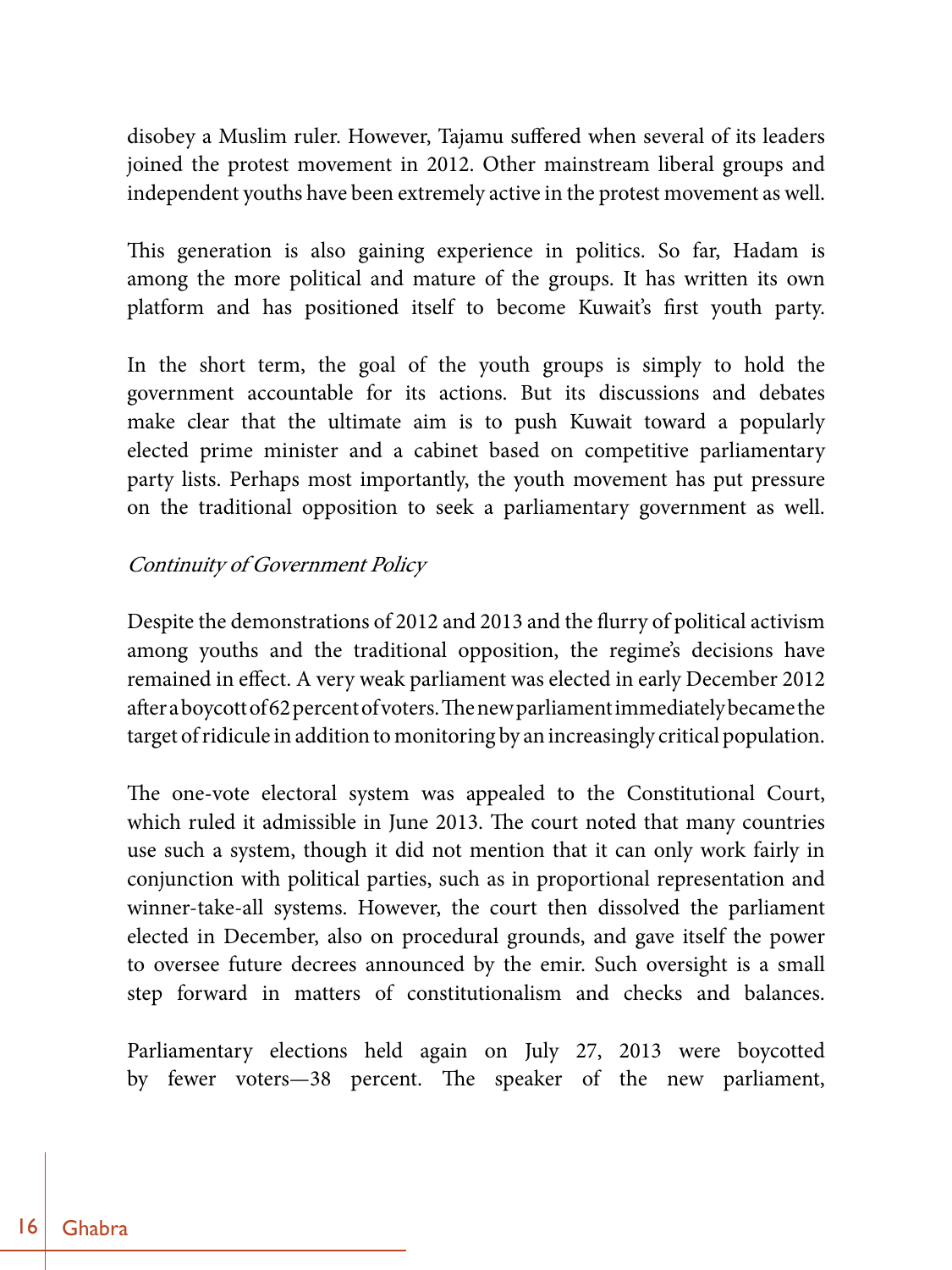disobey a Muslim ruler. However, Tajamu suffered when several of its leaders joined the protest movement in 2012. Other mainstream liberal groups and independent youths have been extremely active in the protest movement as well.

This generation is also gaining experience in politics. So far, Hadam is among the more political and mature of the groups. It has written its own platform and has positioned itself to become Kuwait's first youth party.

In the short term, the goal of the youth groups is simply to hold the government accountable for its actions. But its discussions and debates make clear that the ultimate aim is to push Kuwait toward a popularly elected prime minister and a cabinet based on competitive parliamentary party lists. Perhaps most importantly, the youth movement has put pressure on the traditional opposition to seek a parliamentary government as well.

### *Continuity of Government Policy*

Despite the demonstrations of 2012 and 2013 and the flurry of political activism among youths and the traditional opposition, the regime's decisions have remained in effect. A very weak parliament was elected in early December 2012 after a boycott of 62 percent of voters. The new parliament immediately became the target of ridicule in addition to monitoring by an increasingly critical population.

The one-vote electoral system was appealed to the Constitutional Court, which ruled it admissible in June 2013. The court noted that many countries use such a system, though it did not mention that it can only work fairly in conjunction with political parties, such as in proportional representation and winner-take-all systems. However, the court then dissolved the parliament elected in December, also on procedural grounds, and gave itself the power to oversee future decrees announced by the emir. Such oversight is a small step forward in matters of constitutionalism and checks and balances.

Parliamentary elections held again on July 27, 2013 were boycotted by fewer voters—38 percent. The speaker of the new parliament,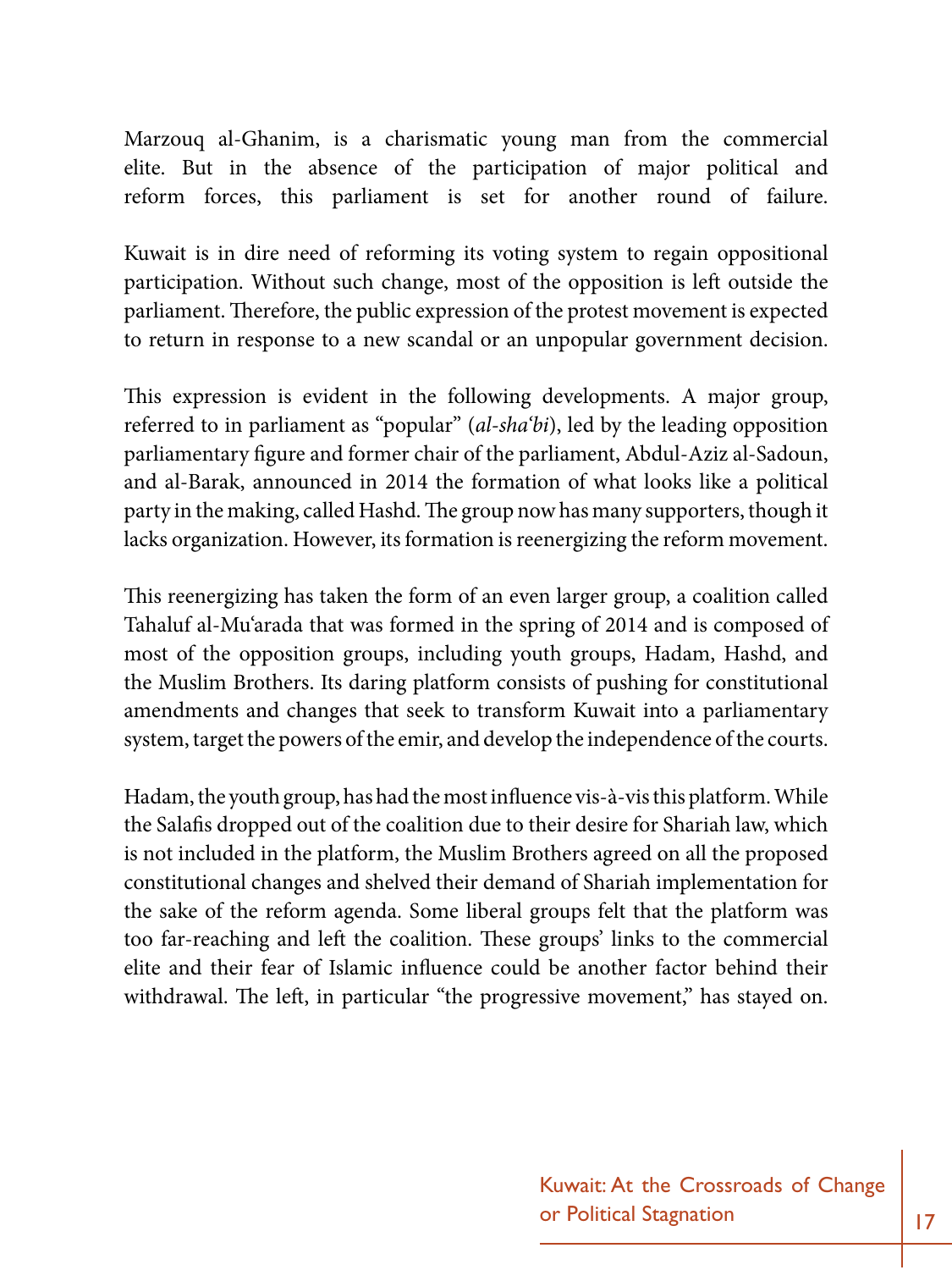Marzouq al-Ghanim, is a charismatic young man from the commercial elite. But in the absence of the participation of major political and reform forces, this parliament is set for another round of failure.

Kuwait is in dire need of reforming its voting system to regain oppositional participation. Without such change, most of the opposition is left outside the parliament. Therefore, the public expression of the protest movement is expected to return in response to a new scandal or an unpopular government decision.

This expression is evident in the following developments. A major group, referred to in parliament as "popular" (*al-sha'bi*), led by the leading opposition parliamentary figure and former chair of the parliament, Abdul-Aziz al-Sadoun, and al-Barak, announced in 2014 the formation of what looks like a political party in the making, called Hashd. The group now has many supporters, though it lacks organization. However, its formation is reenergizing the reform movement.

This reenergizing has taken the form of an even larger group, a coalition called Tahaluf al-Mu'arada that was formed in the spring of 2014 and is composed of most of the opposition groups, including youth groups, Hadam, Hashd, and the Muslim Brothers. Its daring platform consists of pushing for constitutional amendments and changes that seek to transform Kuwait into a parliamentary system, target the powers of the emir, and develop the independence of the courts.

Hadam, the youth group, has had the most influence vis-à-vis this platform. While the Salafis dropped out of the coalition due to their desire for Shariah law, which is not included in the platform, the Muslim Brothers agreed on all the proposed constitutional changes and shelved their demand of Shariah implementation for the sake of the reform agenda. Some liberal groups felt that the platform was too far-reaching and left the coalition. These groups' links to the commercial elite and their fear of Islamic influence could be another factor behind their withdrawal. The left, in particular "the progressive movement," has stayed on.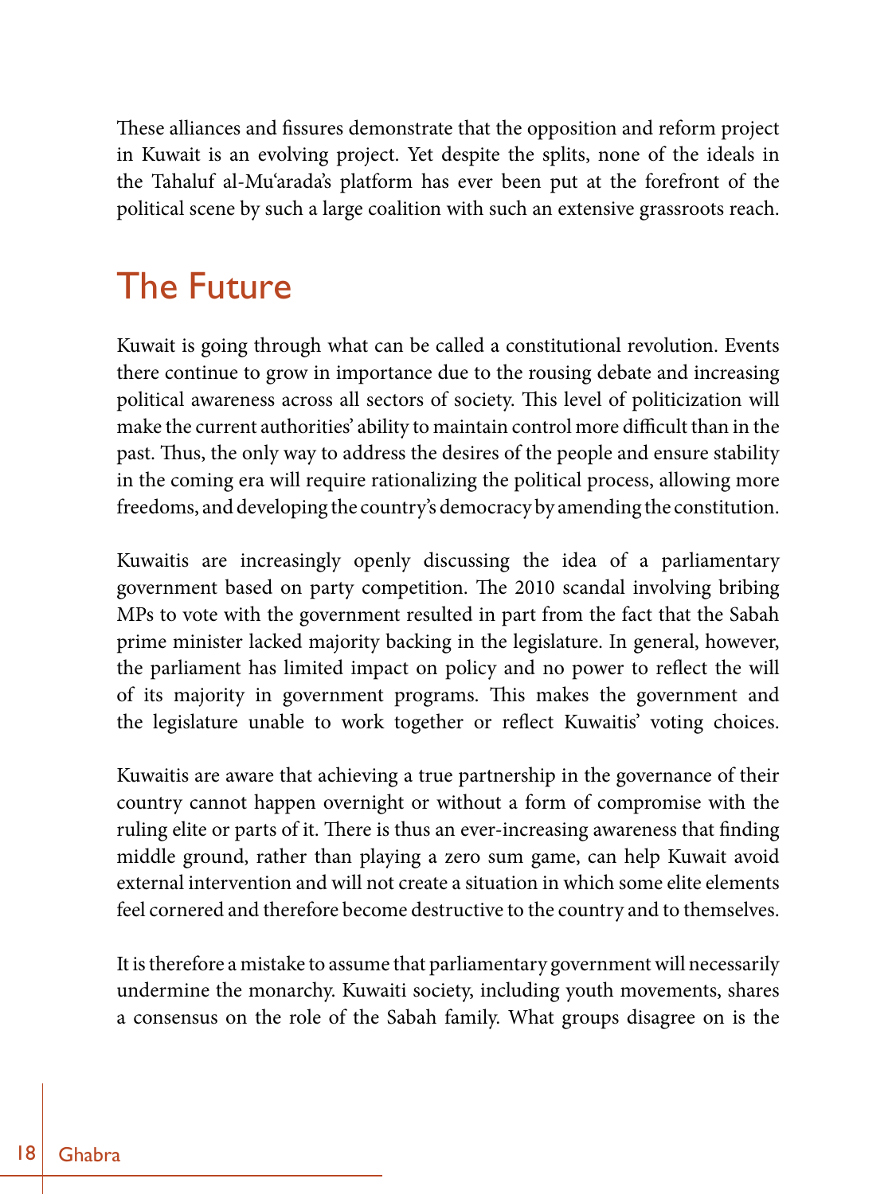These alliances and fissures demonstrate that the opposition and reform project in Kuwait is an evolving project. Yet despite the splits, none of the ideals in the Tahaluf al-Mu'arada's platform has ever been put at the forefront of the political scene by such a large coalition with such an extensive grassroots reach.

## The Future

Kuwait is going through what can be called a constitutional revolution. Events there continue to grow in importance due to the rousing debate and increasing political awareness across all sectors of society. This level of politicization will make the current authorities' ability to maintain control more difficult than in the past. Thus, the only way to address the desires of the people and ensure stability in the coming era will require rationalizing the political process, allowing more freedoms, and developing the country's democracy by amending the constitution.

Kuwaitis are increasingly openly discussing the idea of a parliamentary government based on party competition. The 2010 scandal involving bribing MPs to vote with the government resulted in part from the fact that the Sabah prime minister lacked majority backing in the legislature. In general, however, the parliament has limited impact on policy and no power to reflect the will of its majority in government programs. This makes the government and the legislature unable to work together or reflect Kuwaitis' voting choices.

Kuwaitis are aware that achieving a true partnership in the governance of their country cannot happen overnight or without a form of compromise with the ruling elite or parts of it. There is thus an ever-increasing awareness that finding middle ground, rather than playing a zero sum game, can help Kuwait avoid external intervention and will not create a situation in which some elite elements feel cornered and therefore become destructive to the country and to themselves.

It is therefore a mistake to assume that parliamentary government will necessarily undermine the monarchy. Kuwaiti society, including youth movements, shares a consensus on the role of the Sabah family. What groups disagree on is the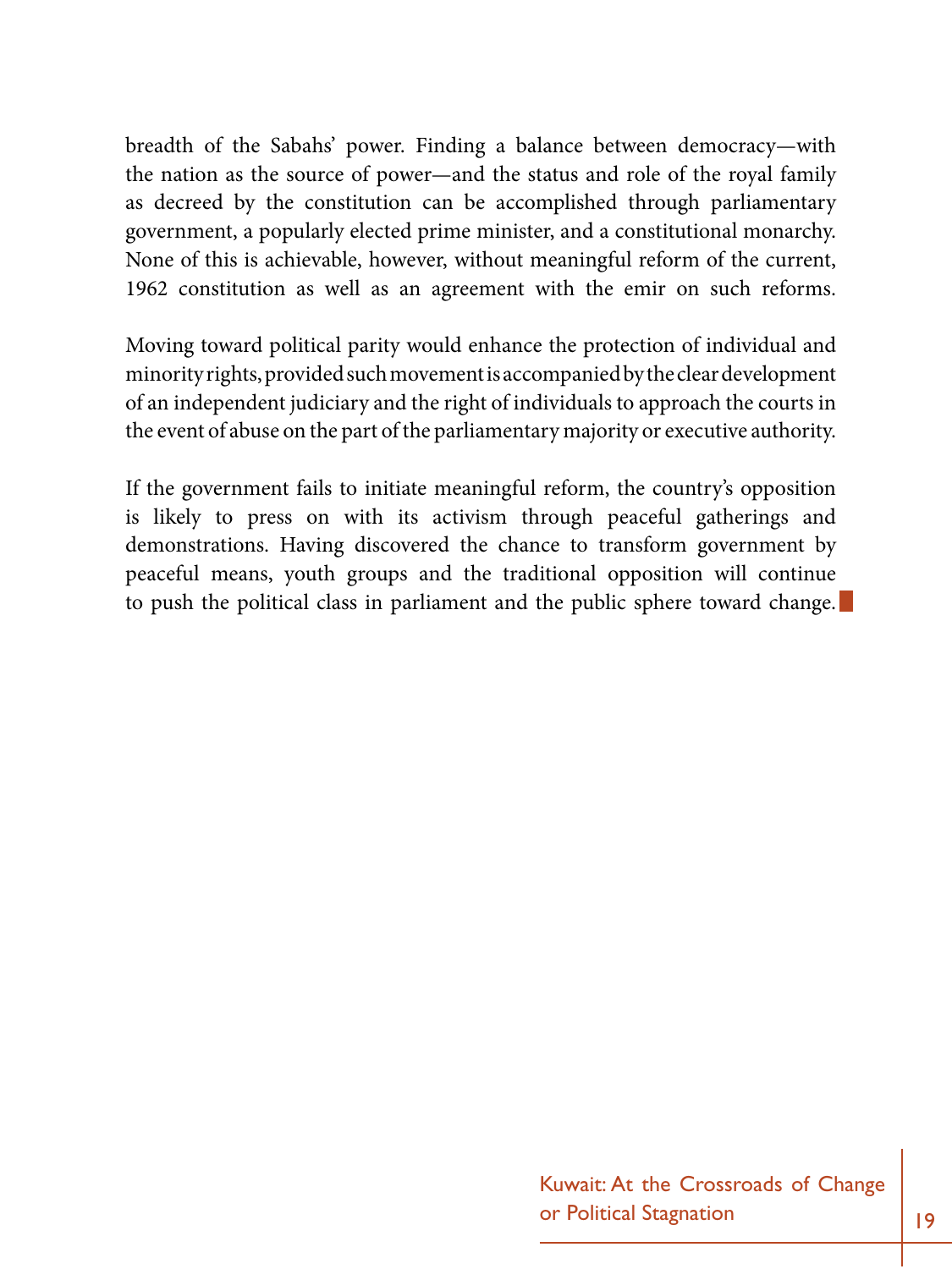breadth of the Sabahs' power. Finding a balance between democracy—with the nation as the source of power—and the status and role of the royal family as decreed by the constitution can be accomplished through parliamentary government, a popularly elected prime minister, and a constitutional monarchy. None of this is achievable, however, without meaningful reform of the current, 1962 constitution as well as an agreement with the emir on such reforms.

Moving toward political parity would enhance the protection of individual and minority rights, provided such movement is accompanied by the clear development of an independent judiciary and the right of individuals to approach the courts in the event of abuse on the part of the parliamentary majority or executive authority.

If the government fails to initiate meaningful reform, the country's opposition is likely to press on with its activism through peaceful gatherings and demonstrations. Having discovered the chance to transform government by peaceful means, youth groups and the traditional opposition will continue to push the political class in parliament and the public sphere toward change.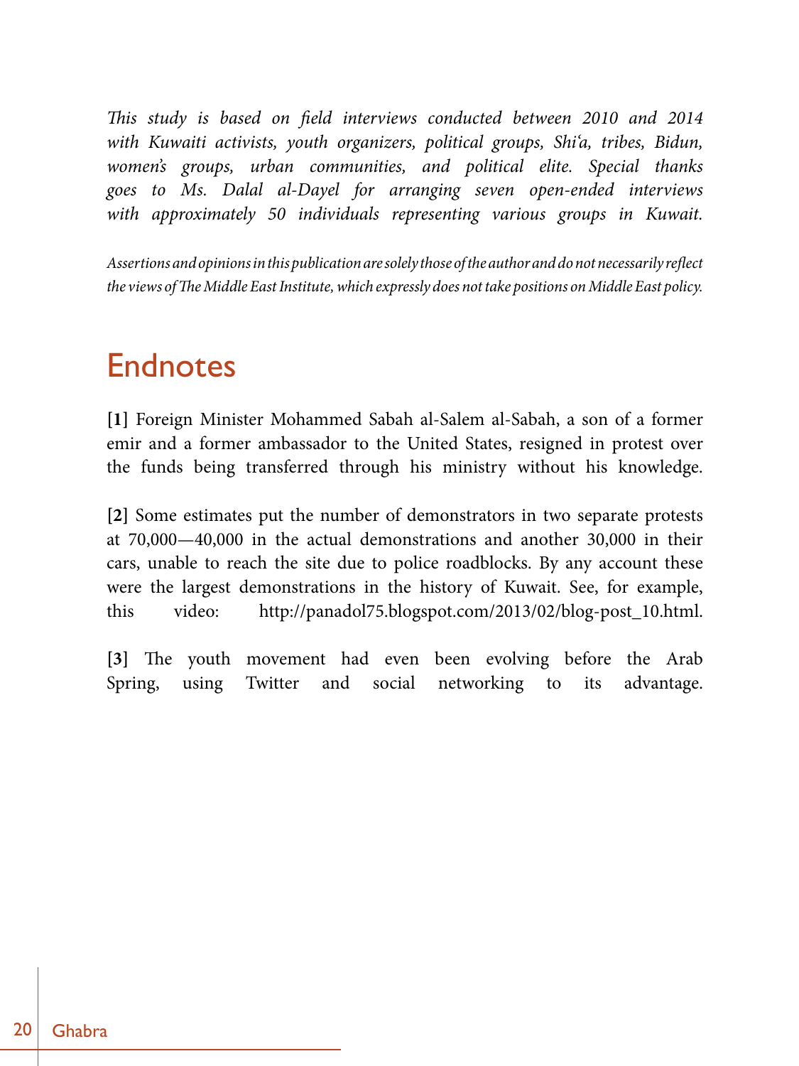*This study is based on field interviews conducted between 2010 and 2014 with Kuwaiti activists, youth organizers, political groups, Shi'a, tribes, Bidun, women's groups, urban communities, and political elite. Special thanks goes to Ms. Dalal al-Dayel for arranging seven open-ended interviews with approximately 50 individuals representing various groups in Kuwait.*

*Assertions and opinions in this publication are solely those of the author and do not necessarily reflect the views of The Middle East Institute, which expressly does not take positions on Middle East policy.*

## Endnotes

**[1]** Foreign Minister Mohammed Sabah al-Salem al-Sabah, a son of a former emir and a former ambassador to the United States, resigned in protest over the funds being transferred through his ministry without his knowledge.

**[2]** Some estimates put the number of demonstrators in two separate protests at 70,000—40,000 in the actual demonstrations and another 30,000 in their cars, unable to reach the site due to police roadblocks. By any account these were the largest demonstrations in the history of Kuwait. See, for example, this video: http://panadol75.blogspot.com/2013/02/blog-post_10.html.

**[3]** The youth movement had even been evolving before the Arab Spring, using Twitter and social networking to its advantage.